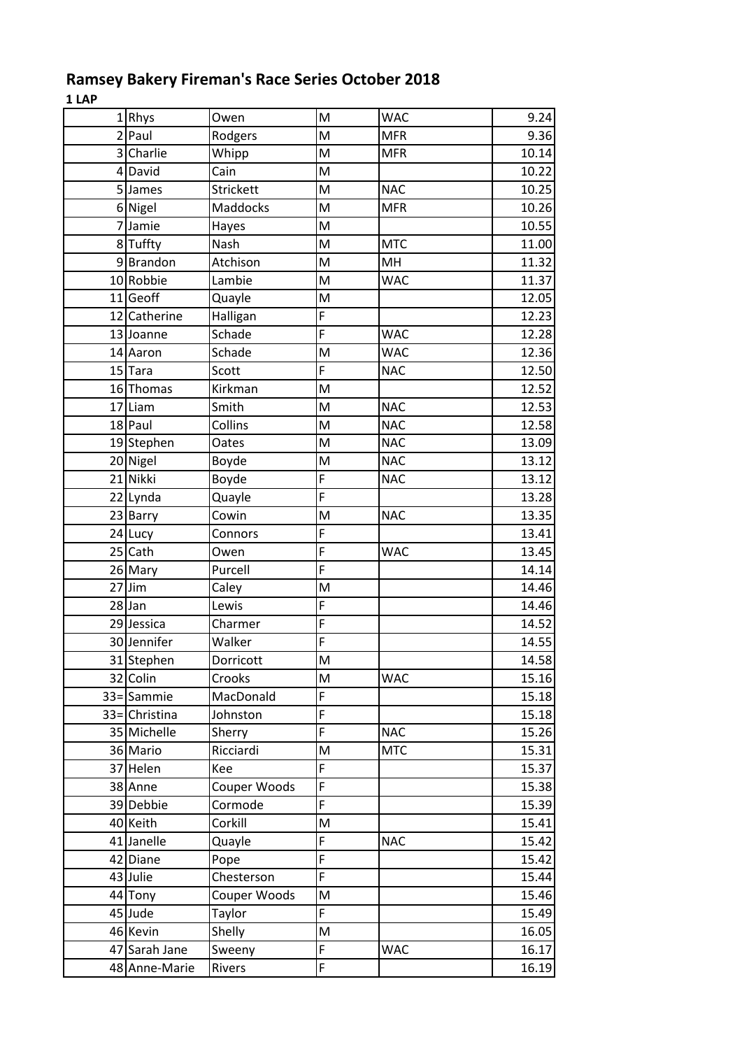# Ramsey Bakery Fireman's Race Series October 2018

**1 LAP**

| | | | | | |
|---|---|---|---|---|---|
| 1 | Rhys | Owen | M | WAC | 9.24 |
| 2 | Paul | Rodgers | M | MFR | 9.36 |
| 3 | Charlie | Whipp | M | MFR | 10.14 |
| 4 | David | Cain | M | | 10.22 |
| 5 | James | Strickett | M | NAC | 10.25 |
| 6 | Nigel | Maddocks | M | MFR | 10.26 |
| 7 | Jamie | Hayes | M | | 10.55 |
| 8 | Tuffty | Nash | M | MTC | 11.00 |
| 9 | Brandon | Atchison | M | MH | 11.32 |
| 10 | Robbie | Lambie | M | WAC | 11.37 |
| 11 | Geoff | Quayle | M | | 12.05 |
| 12 | Catherine | Halligan | F | | 12.23 |
| 13 | Joanne | Schade | F | WAC | 12.28 |
| 14 | Aaron | Schade | M | WAC | 12.36 |
| 15 | Tara | Scott | F | NAC | 12.50 |
| 16 | Thomas | Kirkman | M | | 12.52 |
| 17 | Liam | Smith | M | NAC | 12.53 |
| 18 | Paul | Collins | M | NAC | 12.58 |
| 19 | Stephen | Oates | M | NAC | 13.09 |
| 20 | Nigel | Boyde | M | NAC | 13.12 |
| 21 | Nikki | Boyde | F | NAC | 13.12 |
| 22 | Lynda | Quayle | F | | 13.28 |
| 23 | Barry | Cowin | M | NAC | 13.35 |
| 24 | Lucy | Connors | F | | 13.41 |
| 25 | Cath | Owen | F | WAC | 13.45 |
| 26 | Mary | Purcell | F | | 14.14 |
| 27 | Jim | Caley | M | | 14.46 |
| 28 | Jan | Lewis | F | | 14.46 |
| 29 | Jessica | Charmer | F | | 14.52 |
| 30 | Jennifer | Walker | F | | 14.55 |
| 31 | Stephen | Dorricott | M | | 14.58 |
| 32 | Colin | Crooks | M | WAC | 15.16 |
| 33= | Sammie | MacDonald | F | | 15.18 |
| 33= | Christina | Johnston | F | | 15.18 |
| 35 | Michelle | Sherry | F | NAC | 15.26 |
| 36 | Mario | Ricciardi | M | MTC | 15.31 |
| 37 | Helen | Kee | F | | 15.37 |
| 38 | Anne | Couper Woods | F | | 15.38 |
| 39 | Debbie | Cormode | F | | 15.39 |
| 40 | Keith | Corkill | M | | 15.41 |
| 41 | Janelle | Quayle | F | NAC | 15.42 |
| 42 | Diane | Pope | F | | 15.42 |
| 43 | Julie | Chesterson | F | | 15.44 |
| 44 | Tony | Couper Woods | M | | 15.46 |
| 45 | Jude | Taylor | F | | 15.49 |
| 46 | Kevin | Shelly | M | | 16.05 |
| 47 | Sarah Jane | Sweeny | F | WAC | 16.17 |
| 48 | Anne-Marie | Rivers | F | | 16.19 |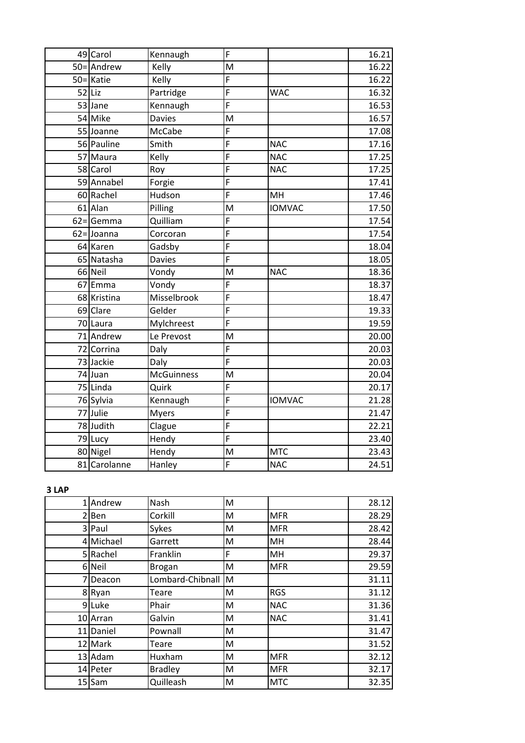| 49 | Carol | Kennaugh | F | | 16.21 |
|---|---|---|---|---|---|
| 50= | Andrew | Kelly | M | | 16.22 |
| 50= | Katie | Kelly | F | | 16.22 |
| 52 | Liz | Partridge | F | WAC | 16.32 |
| 53 | Jane | Kennaugh | F | | 16.53 |
| 54 | Mike | Davies | M | | 16.57 |
| 55 | Joanne | McCabe | F | | 17.08 |
| 56 | Pauline | Smith | F | NAC | 17.16 |
| 57 | Maura | Kelly | F | NAC | 17.25 |
| 58 | Carol | Roy | F | NAC | 17.25 |
| 59 | Annabel | Forgie | F | | 17.41 |
| 60 | Rachel | Hudson | F | MH | 17.46 |
| 61 | Alan | Pilling | M | IOMVAC | 17.50 |
| 62= | Gemma | Quilliam | F | | 17.54 |
| 62= | Joanna | Corcoran | F | | 17.54 |
| 64 | Karen | Gadsby | F | | 18.04 |
| 65 | Natasha | Davies | F | | 18.05 |
| 66 | Neil | Vondy | M | NAC | 18.36 |
| 67 | Emma | Vondy | F | | 18.37 |
| 68 | Kristina | Misselbrook | F | | 18.47 |
| 69 | Clare | Gelder | F | | 19.33 |
| 70 | Laura | Mylchreest | F | | 19.59 |
| 71 | Andrew | Le Prevost | M | | 20.00 |
| 72 | Corrina | Daly | F | | 20.03 |
| 73 | Jackie | Daly | F | | 20.03 |
| 74 | Juan | McGuinness | M | | 20.04 |
| 75 | Linda | Quirk | F | | 20.17 |
| 76 | Sylvia | Kennaugh | F | IOMVAC | 21.28 |
| 77 | Julie | Myers | F | | 21.47 |
| 78 | Judith | Clague | F | | 22.21 |
| 79 | Lucy | Hendy | F | | 23.40 |
| 80 | Nigel | Hendy | M | MTC | 23.43 |
| 81 | Carolanne | Hanley | F | NAC | 24.51 |

**3 LAP**

| 1 | Andrew | Nash | M | | 28.12 |
|---|---|---|---|---|---|
| 2 | Ben | Corkill | M | MFR | 28.29 |
| 3 | Paul | Sykes | M | MFR | 28.42 |
| 4 | Michael | Garrett | M | MH | 28.44 |
| 5 | Rachel | Franklin | F | MH | 29.37 |
| 6 | Neil | Brogan | M | MFR | 29.59 |
| 7 | Deacon | Lombard-Chibnall | M | | 31.11 |
| 8 | Ryan | Teare | M | RGS | 31.12 |
| 9 | Luke | Phair | M | NAC | 31.36 |
| 10 | Arran | Galvin | M | NAC | 31.41 |
| 11 | Daniel | Pownall | M | | 31.47 |
| 12 | Mark | Teare | M | | 31.52 |
| 13 | Adam | Huxham | M | MFR | 32.12 |
| 14 | Peter | Bradley | M | MFR | 32.17 |
| 15 | Sam | Quilleash | M | MTC | 32.35 |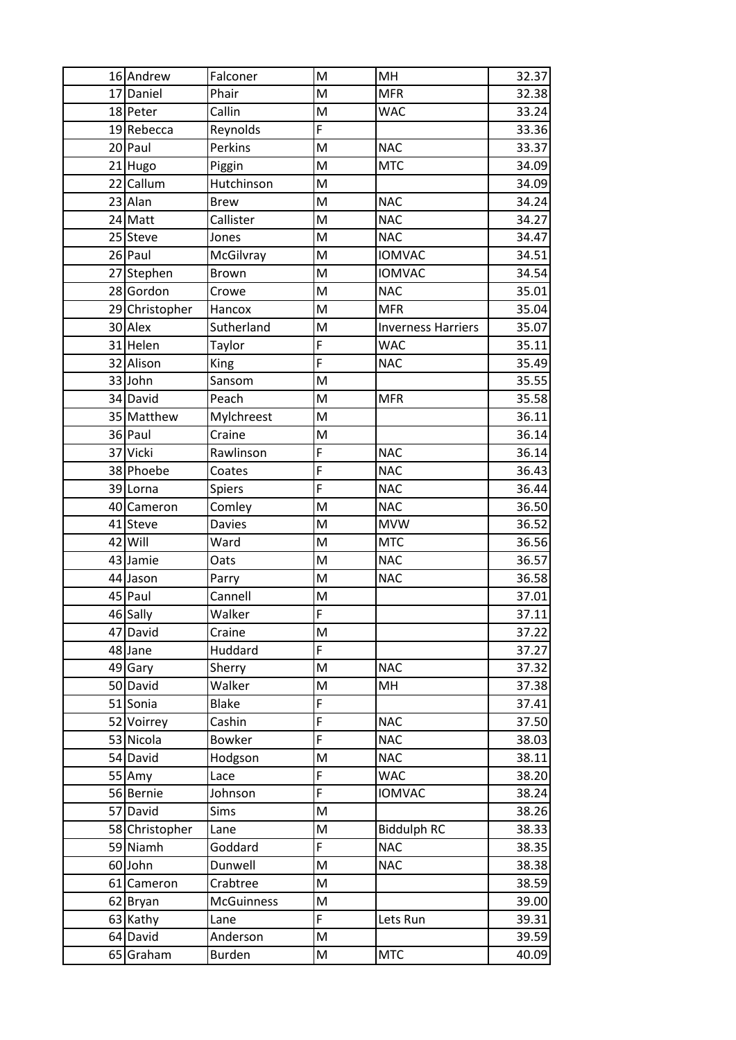| | | | | | |
|---|---|---|---|---|---|
| 16 | Andrew | Falconer | M | MH | 32.37 |
| 17 | Daniel | Phair | M | MFR | 32.38 |
| 18 | Peter | Callin | M | WAC | 33.24 |
| 19 | Rebecca | Reynolds | F | | 33.36 |
| 20 | Paul | Perkins | M | NAC | 33.37 |
| 21 | Hugo | Piggin | M | MTC | 34.09 |
| 22 | Callum | Hutchinson | M | | 34.09 |
| 23 | Alan | Brew | M | NAC | 34.24 |
| 24 | Matt | Callister | M | NAC | 34.27 |
| 25 | Steve | Jones | M | NAC | 34.47 |
| 26 | Paul | McGilvray | M | IOMVAC | 34.51 |
| 27 | Stephen | Brown | M | IOMVAC | 34.54 |
| 28 | Gordon | Crowe | M | NAC | 35.01 |
| 29 | Christopher | Hancox | M | MFR | 35.04 |
| 30 | Alex | Sutherland | M | Inverness Harriers | 35.07 |
| 31 | Helen | Taylor | F | WAC | 35.11 |
| 32 | Alison | King | F | NAC | 35.49 |
| 33 | John | Sansom | M | | 35.55 |
| 34 | David | Peach | M | MFR | 35.58 |
| 35 | Matthew | Mylchreest | M | | 36.11 |
| 36 | Paul | Craine | M | | 36.14 |
| 37 | Vicki | Rawlinson | F | NAC | 36.14 |
| 38 | Phoebe | Coates | F | NAC | 36.43 |
| 39 | Lorna | Spiers | F | NAC | 36.44 |
| 40 | Cameron | Comley | M | NAC | 36.50 |
| 41 | Steve | Davies | M | MVW | 36.52 |
| 42 | Will | Ward | M | MTC | 36.56 |
| 43 | Jamie | Oats | M | NAC | 36.57 |
| 44 | Jason | Parry | M | NAC | 36.58 |
| 45 | Paul | Cannell | M | | 37.01 |
| 46 | Sally | Walker | F | | 37.11 |
| 47 | David | Craine | M | | 37.22 |
| 48 | Jane | Huddard | F | | 37.27 |
| 49 | Gary | Sherry | M | NAC | 37.32 |
| 50 | David | Walker | M | MH | 37.38 |
| 51 | Sonia | Blake | F | | 37.41 |
| 52 | Voirrey | Cashin | F | NAC | 37.50 |
| 53 | Nicola | Bowker | F | NAC | 38.03 |
| 54 | David | Hodgson | M | NAC | 38.11 |
| 55 | Amy | Lace | F | WAC | 38.20 |
| 56 | Bernie | Johnson | F | IOMVAC | 38.24 |
| 57 | David | Sims | M | | 38.26 |
| 58 | Christopher | Lane | M | Biddulph RC | 38.33 |
| 59 | Niamh | Goddard | F | NAC | 38.35 |
| 60 | John | Dunwell | M | NAC | 38.38 |
| 61 | Cameron | Crabtree | M | | 38.59 |
| 62 | Bryan | McGuinness | M | | 39.00 |
| 63 | Kathy | Lane | F | Lets Run | 39.31 |
| 64 | David | Anderson | M | | 39.59 |
| 65 | Graham | Burden | M | MTC | 40.09 |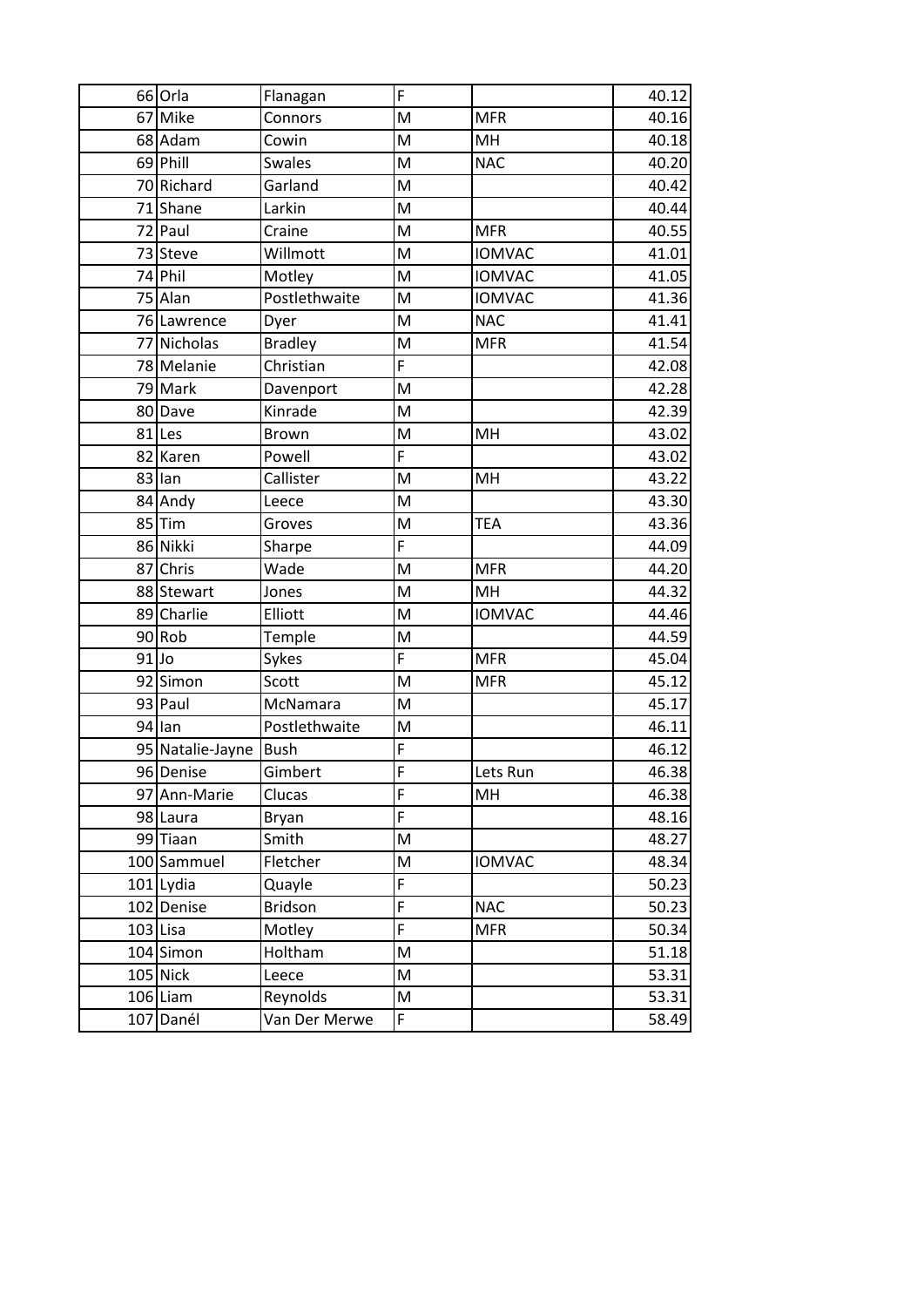| | | | | | |
|---|---|---|---|---|---|
| 66 | Orla | Flanagan | F | | 40.12 |
| 67 | Mike | Connors | M | MFR | 40.16 |
| 68 | Adam | Cowin | M | MH | 40.18 |
| 69 | Phill | Swales | M | NAC | 40.20 |
| 70 | Richard | Garland | M | | 40.42 |
| 71 | Shane | Larkin | M | | 40.44 |
| 72 | Paul | Craine | M | MFR | 40.55 |
| 73 | Steve | Willmott | M | IOMVAC | 41.01 |
| 74 | Phil | Motley | M | IOMVAC | 41.05 |
| 75 | Alan | Postlethwaite | M | IOMVAC | 41.36 |
| 76 | Lawrence | Dyer | M | NAC | 41.41 |
| 77 | Nicholas | Bradley | M | MFR | 41.54 |
| 78 | Melanie | Christian | F | | 42.08 |
| 79 | Mark | Davenport | M | | 42.28 |
| 80 | Dave | Kinrade | M | | 42.39 |
| 81 | Les | Brown | M | MH | 43.02 |
| 82 | Karen | Powell | F | | 43.02 |
| 83 | Ian | Callister | M | MH | 43.22 |
| 84 | Andy | Leece | M | | 43.30 |
| 85 | Tim | Groves | M | TEA | 43.36 |
| 86 | Nikki | Sharpe | F | | 44.09 |
| 87 | Chris | Wade | M | MFR | 44.20 |
| 88 | Stewart | Jones | M | MH | 44.32 |
| 89 | Charlie | Elliott | M | IOMVAC | 44.46 |
| 90 | Rob | Temple | M | | 44.59 |
| 91 | Jo | Sykes | F | MFR | 45.04 |
| 92 | Simon | Scott | M | MFR | 45.12 |
| 93 | Paul | McNamara | M | | 45.17 |
| 94 | Ian | Postlethwaite | M | | 46.11 |
| 95 | Natalie-Jayne | Bush | F | | 46.12 |
| 96 | Denise | Gimbert | F | Lets Run | 46.38 |
| 97 | Ann-Marie | Clucas | F | MH | 46.38 |
| 98 | Laura | Bryan | F | | 48.16 |
| 99 | Tiaan | Smith | M | | 48.27 |
| 100 | Sammuel | Fletcher | M | IOMVAC | 48.34 |
| 101 | Lydia | Quayle | F | | 50.23 |
| 102 | Denise | Bridson | F | NAC | 50.23 |
| 103 | Lisa | Motley | F | MFR | 50.34 |
| 104 | Simon | Holtham | M | | 51.18 |
| 105 | Nick | Leece | M | | 53.31 |
| 106 | Liam | Reynolds | M | | 53.31 |
| 107 | Danél | Van Der Merwe | F | | 58.49 |